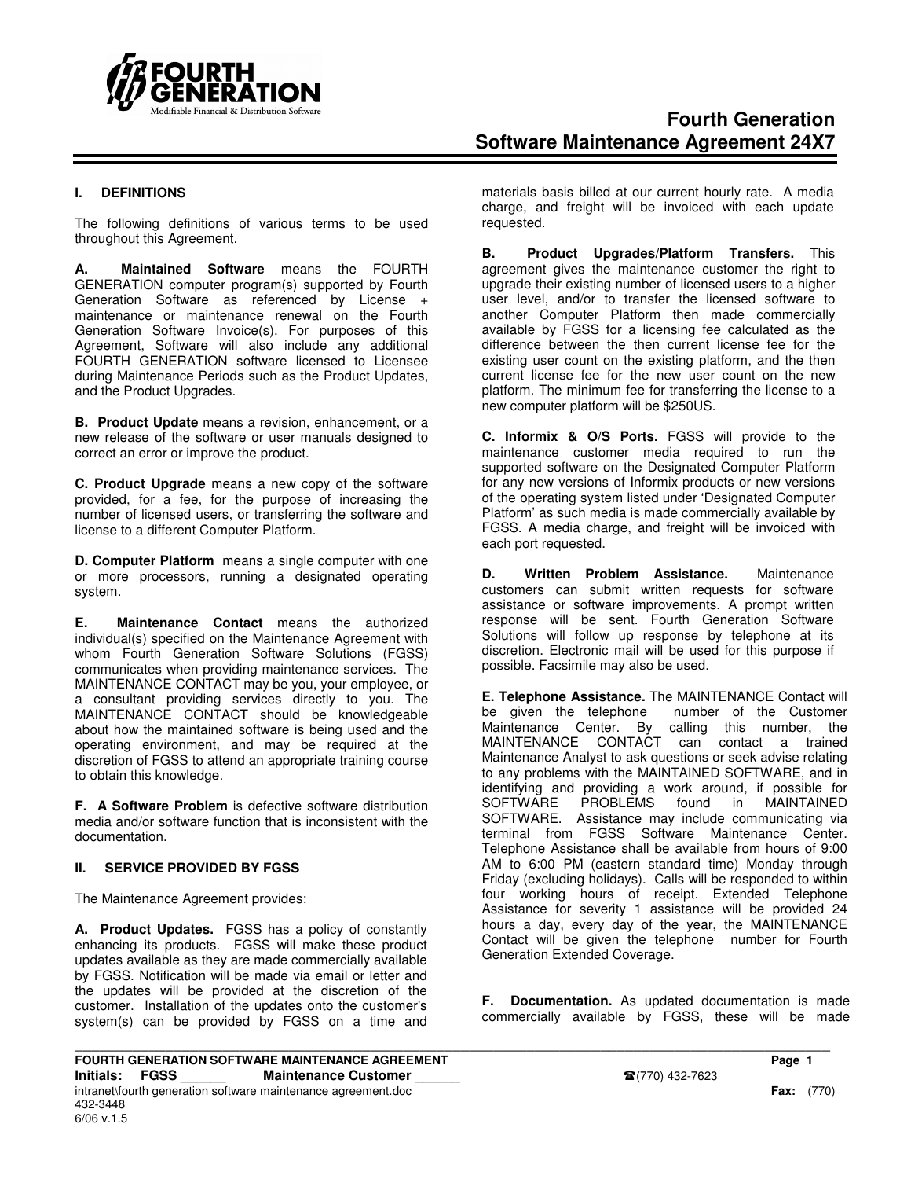# Fourth Generation
# Software Maintenance Agreement 24X7

## I. DEFINITIONS

The following definitions of various terms to be used throughout this Agreement.

**A. Maintained Software** means the FOURTH GENERATION computer program(s) supported by Fourth Generation Software as referenced by License + maintenance or maintenance renewal on the Fourth Generation Software Invoice(s). For purposes of this Agreement, Software will also include any additional FOURTH GENERATION software licensed to Licensee during Maintenance Periods such as the Product Updates, and the Product Upgrades.

**B. Product Update** means a revision, enhancement, or a new release of the software or user manuals designed to correct an error or improve the product.

**C. Product Upgrade** means a new copy of the software provided, for a fee, for the purpose of increasing the number of licensed users, or transferring the software and license to a different Computer Platform.

**D. Computer Platform** means a single computer with one or more processors, running a designated operating system.

**E. Maintenance Contact** means the authorized individual(s) specified on the Maintenance Agreement with whom Fourth Generation Software Solutions (FGSS) communicates when providing maintenance services. The MAINTENANCE CONTACT may be you, your employee, or a consultant providing services directly to you. The MAINTENANCE CONTACT should be knowledgeable about how the maintained software is being used and the operating environment, and may be required at the discretion of FGSS to attend an appropriate training course to obtain this knowledge.

**F. A Software Problem** is defective software distribution media and/or software function that is inconsistent with the documentation.

## II. SERVICE PROVIDED BY FGSS

The Maintenance Agreement provides:

**A. Product Updates.** FGSS has a policy of constantly enhancing its products. FGSS will make these product updates available as they are made commercially available by FGSS. Notification will be made via email or letter and the updates will be provided at the discretion of the customer. Installation of the updates onto the customer's system(s) can be provided by FGSS on a time and materials basis billed at our current hourly rate. A media charge, and freight will be invoiced with each update requested.

**B. Product Upgrades/Platform Transfers.** This agreement gives the maintenance customer the right to upgrade their existing number of licensed users to a higher user level, and/or to transfer the licensed software to another Computer Platform then made commercially available by FGSS for a licensing fee calculated as the difference between the then current license fee for the existing user count on the existing platform, and the then current license fee for the new user count on the new platform. The minimum fee for transferring the license to a new computer platform will be $250US.

**C. Informix & O/S Ports.** FGSS will provide to the maintenance customer media required to run the supported software on the Designated Computer Platform for any new versions of Informix products or new versions of the operating system listed under 'Designated Computer Platform' as such media is made commercially available by FGSS. A media charge, and freight will be invoiced with each port requested.

**D. Written Problem Assistance.** Maintenance customers can submit written requests for software assistance or software improvements. A prompt written response will be sent. Fourth Generation Software Solutions will follow up response by telephone at its discretion. Electronic mail will be used for this purpose if possible. Facsimile may also be used.

**E. Telephone Assistance.** The MAINTENANCE Contact will be given the telephone number of the Customer Maintenance Center. By calling this number, the MAINTENANCE CONTACT can contact a trained Maintenance Analyst to ask questions or seek advise relating to any problems with the MAINTAINED SOFTWARE, and in identifying and providing a work around, if possible for SOFTWARE PROBLEMS found in MAINTAINED SOFTWARE. Assistance may include communicating via terminal from FGSS Software Maintenance Center. Telephone Assistance shall be available from hours of 9:00 AM to 6:00 PM (eastern standard time) Monday through Friday (excluding holidays). Calls will be responded to within four working hours of receipt. Extended Telephone Assistance for severity 1 assistance will be provided 24 hours a day, every day of the year, the MAINTENANCE Contact will be given the telephone number for Fourth Generation Extended Coverage.

**F. Documentation.** As updated documentation is made commercially available by FGSS, these will be made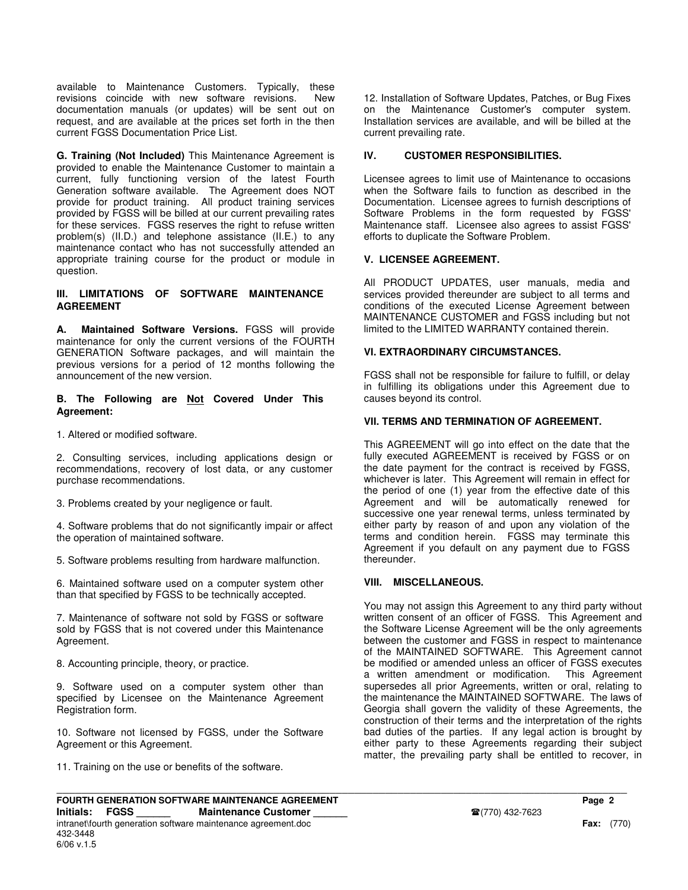available to Maintenance Customers. Typically, these revisions coincide with new software revisions. New documentation manuals (or updates) will be sent out on request, and are available at the prices set forth in the then current FGSS Documentation Price List.

**G. Training (Not Included)** This Maintenance Agreement is provided to enable the Maintenance Customer to maintain a current, fully functioning version of the latest Fourth Generation software available. The Agreement does NOT provide for product training. All product training services provided by FGSS will be billed at our current prevailing rates for these services. FGSS reserves the right to refuse written problem(s) (II.D.) and telephone assistance (II.E.) to any maintenance contact who has not successfully attended an appropriate training course for the product or module in question.

## III. LIMITATIONS OF SOFTWARE MAINTENANCE AGREEMENT

**A. Maintained Software Versions.** FGSS will provide maintenance for only the current versions of the FOURTH GENERATION Software packages, and will maintain the previous versions for a period of 12 months following the announcement of the new version.

**B. The Following are <u>Not</u> Covered Under This Agreement:**

1. Altered or modified software.

2. Consulting services, including applications design or recommendations, recovery of lost data, or any customer purchase recommendations.

3. Problems created by your negligence or fault.

4. Software problems that do not significantly impair or affect the operation of maintained software.

5. Software problems resulting from hardware malfunction.

6. Maintained software used on a computer system other than that specified by FGSS to be technically accepted.

7. Maintenance of software not sold by FGSS or software sold by FGSS that is not covered under this Maintenance Agreement.

8. Accounting principle, theory, or practice.

9. Software used on a computer system other than specified by Licensee on the Maintenance Agreement Registration form.

10. Software not licensed by FGSS, under the Software Agreement or this Agreement.

11. Training on the use or benefits of the software.

12. Installation of Software Updates, Patches, or Bug Fixes on the Maintenance Customer's computer system. Installation services are available, and will be billed at the current prevailing rate.

## IV. CUSTOMER RESPONSIBILITIES.

Licensee agrees to limit use of Maintenance to occasions when the Software fails to function as described in the Documentation. Licensee agrees to furnish descriptions of Software Problems in the form requested by FGSS' Maintenance staff. Licensee also agrees to assist FGSS' efforts to duplicate the Software Problem.

## V. LICENSEE AGREEMENT.

All PRODUCT UPDATES, user manuals, media and services provided thereunder are subject to all terms and conditions of the executed License Agreement between MAINTENANCE CUSTOMER and FGSS including but not limited to the LIMITED WARRANTY contained therein.

## VI. EXTRAORDINARY CIRCUMSTANCES.

FGSS shall not be responsible for failure to fulfill, or delay in fulfilling its obligations under this Agreement due to causes beyond its control.

## VII. TERMS AND TERMINATION OF AGREEMENT.

This AGREEMENT will go into effect on the date that the fully executed AGREEMENT is received by FGSS or on the date payment for the contract is received by FGSS, whichever is later. This Agreement will remain in effect for the period of one (1) year from the effective date of this Agreement and will be automatically renewed for successive one year renewal terms, unless terminated by either party by reason of and upon any violation of the terms and condition herein. FGSS may terminate this Agreement if you default on any payment due to FGSS thereunder.

## VIII. MISCELLANEOUS.

You may not assign this Agreement to any third party without written consent of an officer of FGSS. This Agreement and the Software License Agreement will be the only agreements between the customer and FGSS in respect to maintenance of the MAINTAINED SOFTWARE. This Agreement cannot be modified or amended unless an officer of FGSS executes a written amendment or modification. This Agreement supersedes all prior Agreements, written or oral, relating to the maintenance the MAINTAINED SOFTWARE. The laws of Georgia shall govern the validity of these Agreements, the construction of their terms and the interpretation of the rights bad duties of the parties. If any legal action is brought by either party to these Agreements regarding their subject matter, the prevailing party shall be entitled to recover, in

**Initials: FGSS ______ Maintenance Customer ______**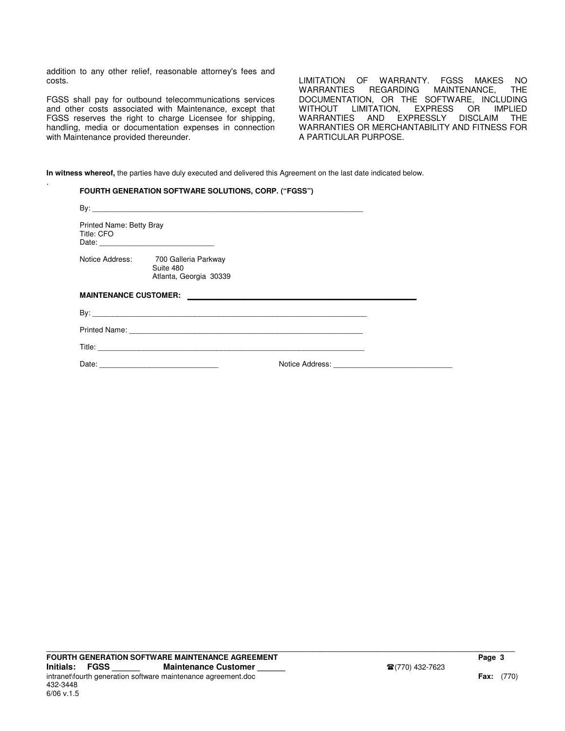addition to any other relief, reasonable attorney's fees and costs.

FGSS shall pay for outbound telecommunications services and other costs associated with Maintenance, except that FGSS reserves the right to charge Licensee for shipping, handling, media or documentation expenses in connection with Maintenance provided thereunder.

LIMITATION OF WARRANTY. FGSS MAKES NO WARRANTIES REGARDING MAINTENANCE, THE DOCUMENTATION, OR THE SOFTWARE, INCLUDING WITHOUT LIMITATION, EXPRESS OR IMPLIED WARRANTIES AND EXPRESSLY DISCLAIM THE WARRANTIES OR MERCHANTABILITY AND FITNESS FOR A PARTICULAR PURPOSE.

**In witness whereof,** the parties have duly executed and delivered this Agreement on the last date indicated below.

.

**FOURTH GENERATION SOFTWARE SOLUTIONS, CORP. ("FGSS")**

By: ____________________________________________________________________

Printed Name: Betty Bray
Title: CFO
Date: ____________________________

Notice Address: 700 Galleria Parkway
Suite 480
Atlanta, Georgia 30339

**MAINTENANCE CUSTOMER: ________________________________________________**

By: ____________________________________________________________________

Printed Name: ___________________________________________________________

Title: __________________________________________________________________

Date: _____________________________ Notice Address: _____________________________

**FOURTH GENERATION SOFTWARE MAINTENANCE AGREEMENT**
**Initials: FGSS ______ Maintenance Customer ______**
☎(770) 432-7623
intranet\fourth generation software maintenance agreement.doc
**Fax:** (770) 432-3448
6/06 v.1.5